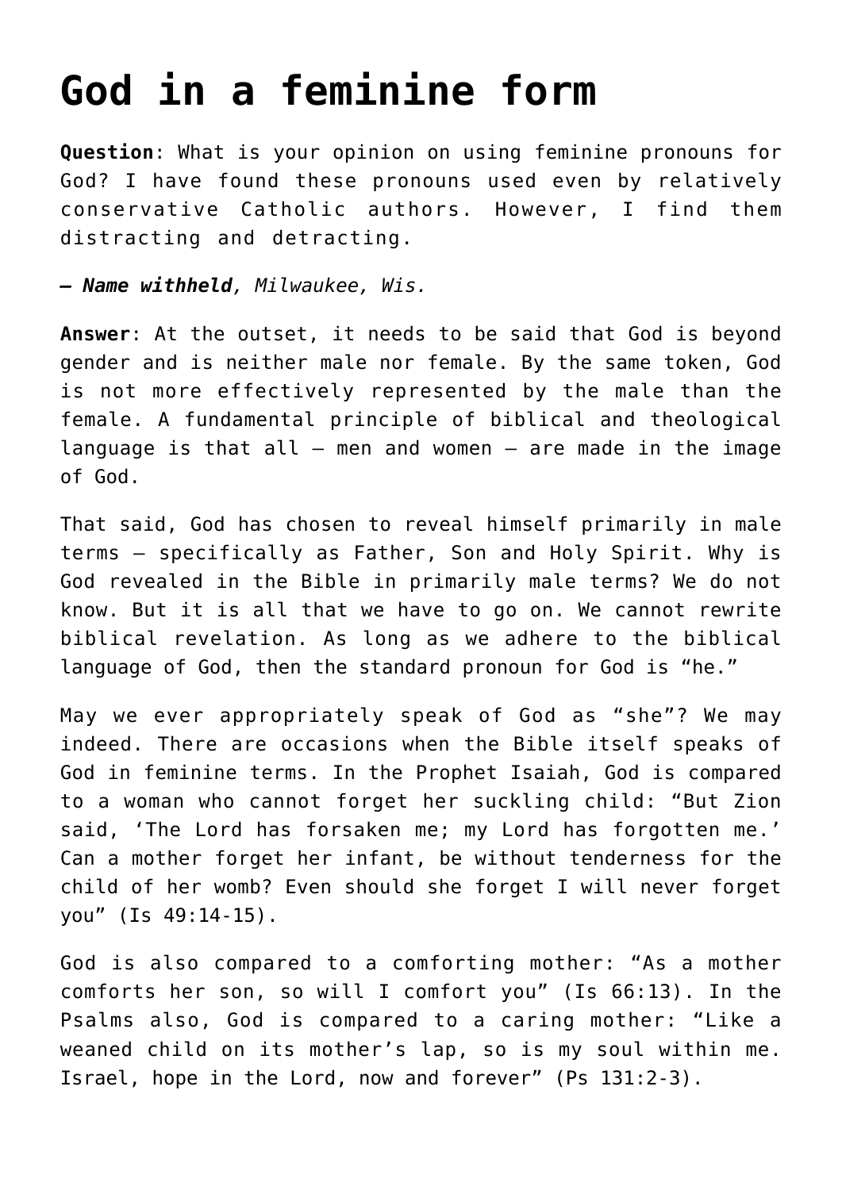# God in a feminine form

**Question**: What is your opinion on using feminine pronouns for God? I have found these pronouns used even by relatively conservative Catholic authors. However, I find them distracting and detracting.

***— Name withheld****, Milwaukee, Wis.*

**Answer**: At the outset, it needs to be said that God is beyond gender and is neither male nor female. By the same token, God is not more effectively represented by the male than the female. A fundamental principle of biblical and theological language is that all — men and women — are made in the image of God.

That said, God has chosen to reveal himself primarily in male terms — specifically as Father, Son and Holy Spirit. Why is God revealed in the Bible in primarily male terms? We do not know. But it is all that we have to go on. We cannot rewrite biblical revelation. As long as we adhere to the biblical language of God, then the standard pronoun for God is "he."

May we ever appropriately speak of God as "she"? We may indeed. There are occasions when the Bible itself speaks of God in feminine terms. In the Prophet Isaiah, God is compared to a woman who cannot forget her suckling child: "But Zion said, 'The Lord has forsaken me; my Lord has forgotten me.' Can a mother forget her infant, be without tenderness for the child of her womb? Even should she forget I will never forget you" (Is 49:14-15).

God is also compared to a comforting mother: "As a mother comforts her son, so will I comfort you" (Is 66:13). In the Psalms also, God is compared to a caring mother: "Like a weaned child on its mother's lap, so is my soul within me. Israel, hope in the Lord, now and forever" (Ps 131:2-3).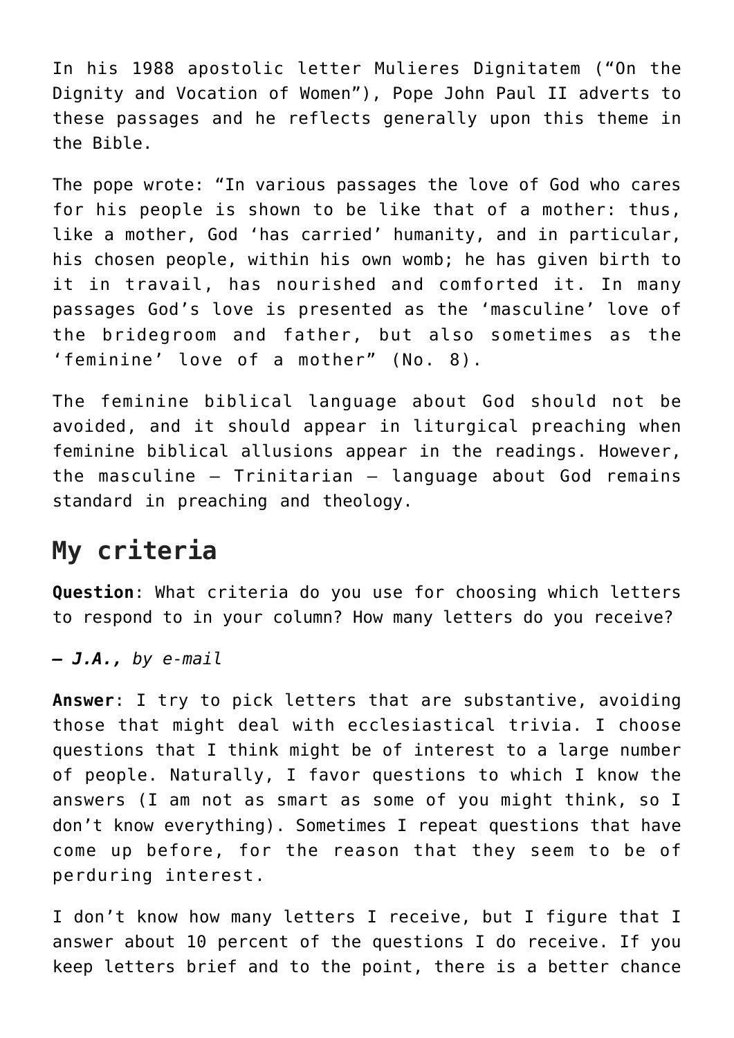In his 1988 apostolic letter Mulieres Dignitatem ("On the Dignity and Vocation of Women"), Pope John Paul II adverts to these passages and he reflects generally upon this theme in the Bible.

The pope wrote: "In various passages the love of God who cares for his people is shown to be like that of a mother: thus, like a mother, God 'has carried' humanity, and in particular, his chosen people, within his own womb; he has given birth to it in travail, has nourished and comforted it. In many passages God's love is presented as the 'masculine' love of the bridegroom and father, but also sometimes as the 'feminine' love of a mother" (No. 8).

The feminine biblical language about God should not be avoided, and it should appear in liturgical preaching when feminine biblical allusions appear in the readings. However, the masculine — Trinitarian — language about God remains standard in preaching and theology.

## My criteria

**Question**: What criteria do you use for choosing which letters to respond to in your column? How many letters do you receive?

*— **J.A.,** by e-mail*

**Answer**: I try to pick letters that are substantive, avoiding those that might deal with ecclesiastical trivia. I choose questions that I think might be of interest to a large number of people. Naturally, I favor questions to which I know the answers (I am not as smart as some of you might think, so I don't know everything). Sometimes I repeat questions that have come up before, for the reason that they seem to be of perduring interest.

I don't know how many letters I receive, but I figure that I answer about 10 percent of the questions I do receive. If you keep letters brief and to the point, there is a better chance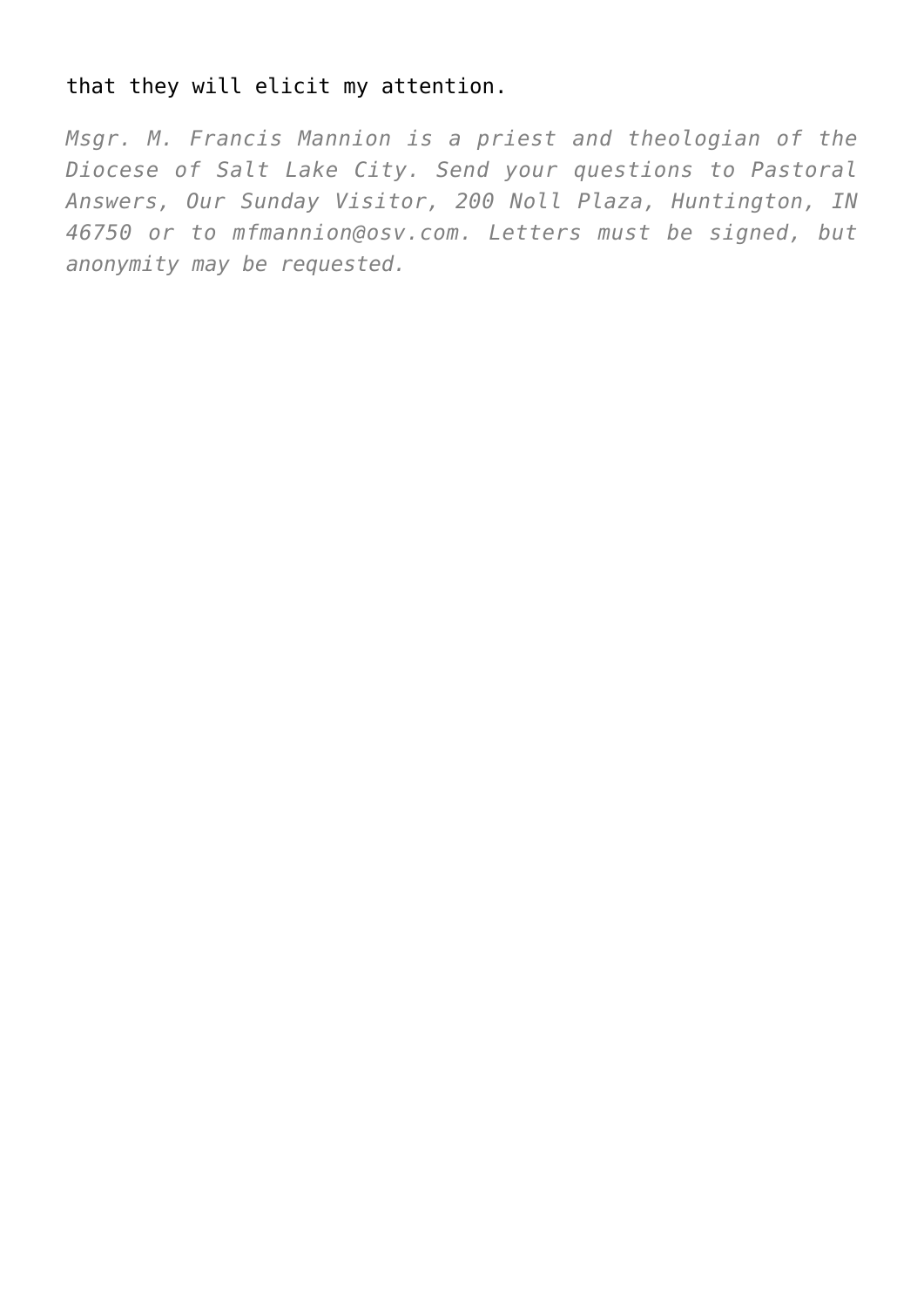that they will elicit my attention.

*Msgr. M. Francis Mannion is a priest and theologian of the Diocese of Salt Lake City. Send your questions to Pastoral Answers, Our Sunday Visitor, 200 Noll Plaza, Huntington, IN 46750 or to mfmannion@osv.com. Letters must be signed, but anonymity may be requested.*